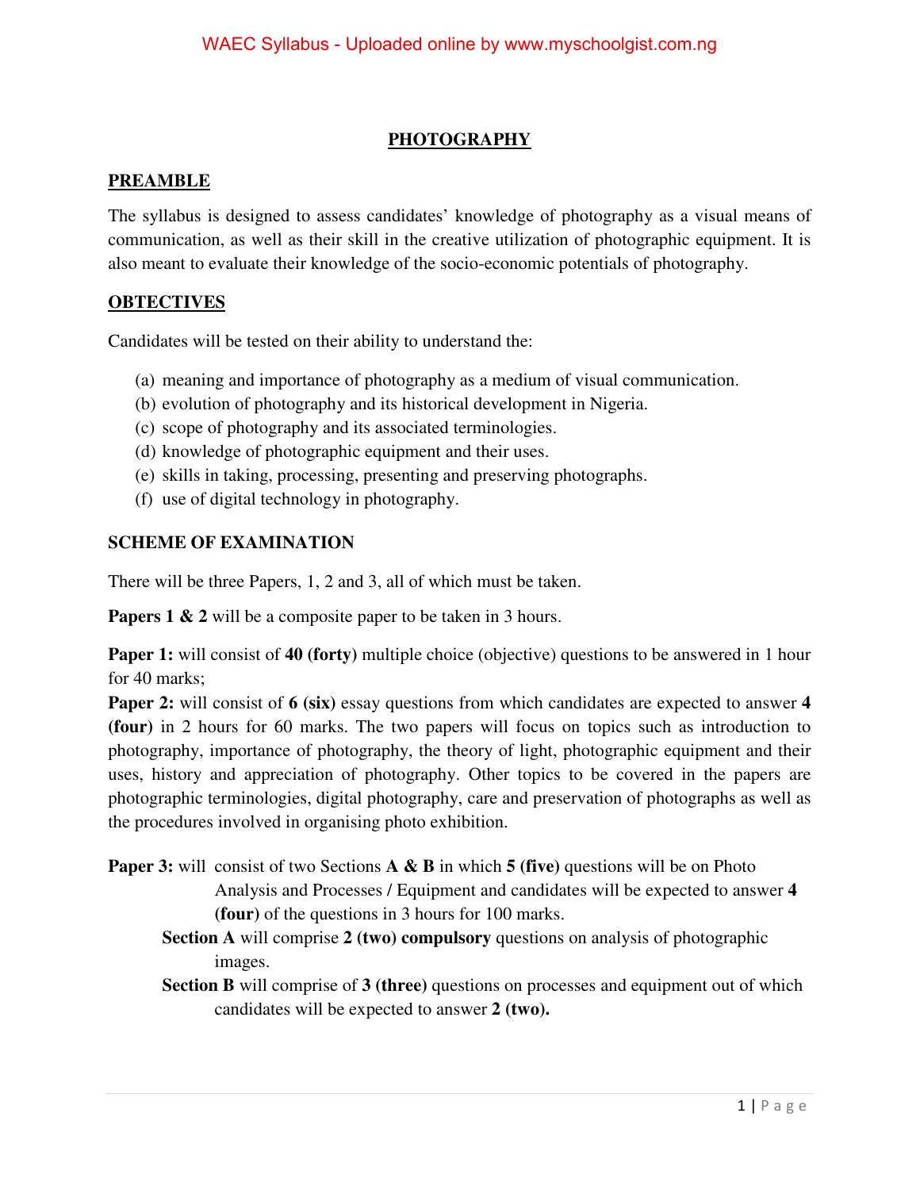# PHOTOGRAPHY

## PREAMBLE

The syllabus is designed to assess candidates' knowledge of photography as a visual means of communication, as well as their skill in the creative utilization of photographic equipment. It is also meant to evaluate their knowledge of the socio-economic potentials of photography.

## OBTECTIVES

Candidates will be tested on their ability to understand the:

(a) meaning and importance of photography as a medium of visual communication.
(b) evolution of photography and its historical development in Nigeria.
(c) scope of photography and its associated terminologies.
(d) knowledge of photographic equipment and their uses.
(e) skills in taking, processing, presenting and preserving photographs.
(f) use of digital technology in photography.

## SCHEME OF EXAMINATION

There will be three Papers, 1, 2 and 3, all of which must be taken.

**Papers 1 & 2** will be a composite paper to be taken in 3 hours.

**Paper 1:** will consist of **40 (forty)** multiple choice (objective) questions to be answered in 1 hour for 40 marks;

**Paper 2:** will consist of **6 (six)** essay questions from which candidates are expected to answer **4 (four)** in 2 hours for 60 marks. The two papers will focus on topics such as introduction to photography, importance of photography, the theory of light, photographic equipment and their uses, history and appreciation of photography. Other topics to be covered in the papers are photographic terminologies, digital photography, care and preservation of photographs as well as the procedures involved in organising photo exhibition.

**Paper 3:** will consist of two Sections **A & B** in which **5 (five)** questions will be on Photo Analysis and Processes / Equipment and candidates will be expected to answer **4 (four)** of the questions in 3 hours for 100 marks.

**Section A** will comprise **2 (two) compulsory** questions on analysis of photographic images.

**Section B** will comprise of **3 (three)** questions on processes and equipment out of which candidates will be expected to answer **2 (two).**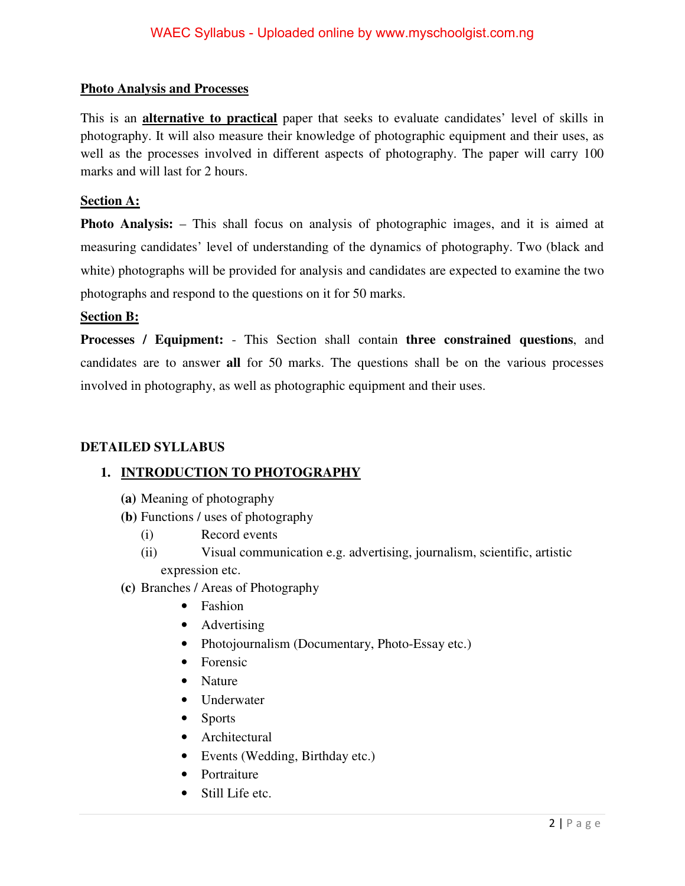**Photo Analysis and Processes**

This is an **alternative to practical** paper that seeks to evaluate candidates' level of skills in photography. It will also measure their knowledge of photographic equipment and their uses, as well as the processes involved in different aspects of photography. The paper will carry 100 marks and will last for 2 hours.

**Section A:**

**Photo Analysis:** – This shall focus on analysis of photographic images, and it is aimed at measuring candidates' level of understanding of the dynamics of photography. Two (black and white) photographs will be provided for analysis and candidates are expected to examine the two photographs and respond to the questions on it for 50 marks.

**Section B:**

**Processes / Equipment:** - This Section shall contain **three constrained questions**, and candidates are to answer **all** for 50 marks. The questions shall be on the various processes involved in photography, as well as photographic equipment and their uses.

## DETAILED SYLLABUS

### 1. INTRODUCTION TO PHOTOGRAPHY

**(a)** Meaning of photography

**(b)** Functions / uses of photography

- (i) Record events
- (ii) Visual communication e.g. advertising, journalism, scientific, artistic expression etc.

**(c)** Branches / Areas of Photography

- Fashion
- Advertising
- Photojournalism (Documentary, Photo-Essay etc.)
- Forensic
- Nature
- Underwater
- Sports
- Architectural
- Events (Wedding, Birthday etc.)
- Portraiture
- Still Life etc.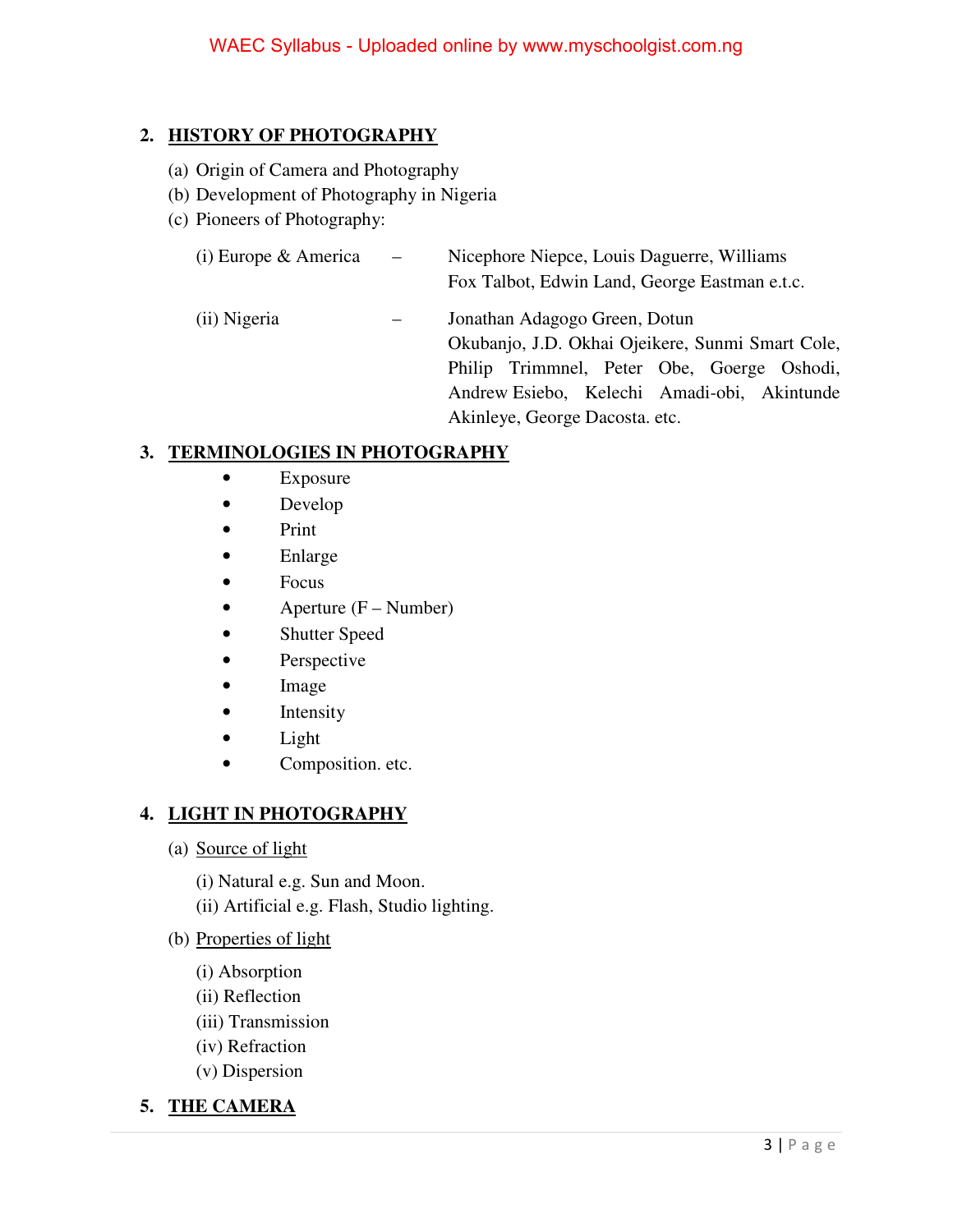## 2. HISTORY OF PHOTOGRAPHY

(a) Origin of Camera and Photography
(b) Development of Photography in Nigeria
(c) Pioneers of Photography:

(i) Europe & America – Nicephore Niepce, Louis Daguerre, Williams Fox Talbot, Edwin Land, George Eastman e.t.c.

(ii) Nigeria – Jonathan Adagogo Green, Dotun Okubanjo, J.D. Okhai Ojeikere, Sunmi Smart Cole, Philip Trimmnel, Peter Obe, Goerge Oshodi, Andrew Esiebo, Kelechi Amadi-obi, Akintunde Akinleye, George Dacosta. etc.

## 3. TERMINOLOGIES IN PHOTOGRAPHY

- Exposure
- Develop
- Print
- Enlarge
- Focus
- Aperture (F – Number)
- Shutter Speed
- Perspective
- Image
- Intensity
- Light
- Composition. etc.

## 4. LIGHT IN PHOTOGRAPHY

(a) Source of light

(i) Natural e.g. Sun and Moon.
(ii) Artificial e.g. Flash, Studio lighting.

(b) Properties of light

(i) Absorption
(ii) Reflection
(iii) Transmission
(iv) Refraction
(v) Dispersion

## 5. THE CAMERA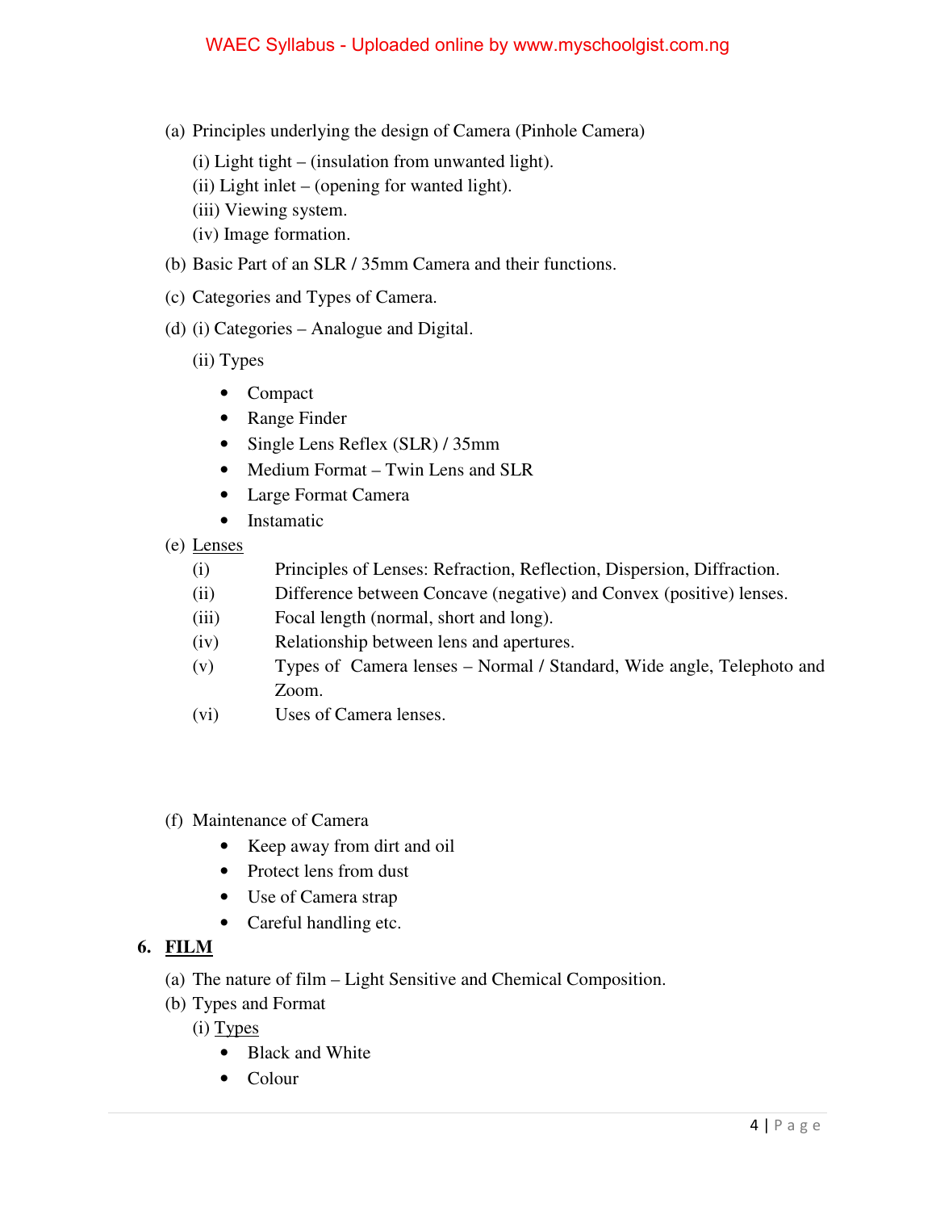(a) Principles underlying the design of Camera (Pinhole Camera)

  (i) Light tight – (insulation from unwanted light).
  (ii) Light inlet – (opening for wanted light).
  (iii) Viewing system.
  (iv) Image formation.

(b) Basic Part of an SLR / 35mm Camera and their functions.

(c) Categories and Types of Camera.

(d) (i) Categories – Analogue and Digital.

  (ii) Types

  - Compact
  - Range Finder
  - Single Lens Reflex (SLR) / 35mm
  - Medium Format – Twin Lens and SLR
  - Large Format Camera
  - Instamatic

(e) <u>Lenses</u>

  (i) Principles of Lenses: Refraction, Reflection, Dispersion, Diffraction.
  (ii) Difference between Concave (negative) and Convex (positive) lenses.
  (iii) Focal length (normal, short and long).
  (iv) Relationship between lens and apertures.
  (v) Types of Camera lenses – Normal / Standard, Wide angle, Telephoto and Zoom.
  (vi) Uses of Camera lenses.

(f) Maintenance of Camera

  - Keep away from dirt and oil
  - Protect lens from dust
  - Use of Camera strap
  - Careful handling etc.

## 6. <u>FILM</u>

(a) The nature of film – Light Sensitive and Chemical Composition.

(b) Types and Format

  (i) <u>Types</u>

  - Black and White
  - Colour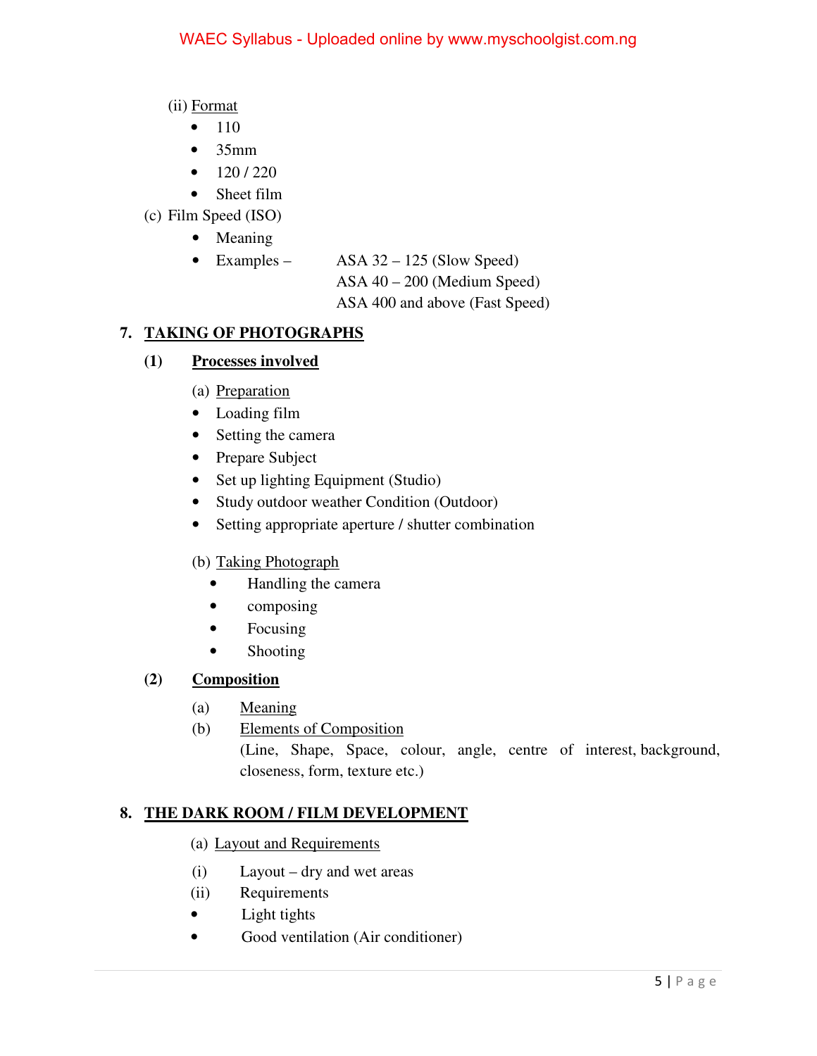(ii) Format

- 110
- 35mm
- 120 / 220
- Sheet film

(c) Film Speed (ISO)

- Meaning
- Examples – ASA 32 – 125 (Slow Speed)
  ASA 40 – 200 (Medium Speed)
  ASA 400 and above (Fast Speed)

## 7. TAKING OF PHOTOGRAPHS

### (1) Processes involved

(a) Preparation

- Loading film
- Setting the camera
- Prepare Subject
- Set up lighting Equipment (Studio)
- Study outdoor weather Condition (Outdoor)
- Setting appropriate aperture / shutter combination

(b) Taking Photograph

- Handling the camera
- composing
- Focusing
- Shooting

### (2) Composition

(a) Meaning

(b) Elements of Composition
(Line, Shape, Space, colour, angle, centre of interest, background, closeness, form, texture etc.)

## 8. THE DARK ROOM / FILM DEVELOPMENT

(a) Layout and Requirements

(i) Layout – dry and wet areas

(ii) Requirements

- Light tights
- Good ventilation (Air conditioner)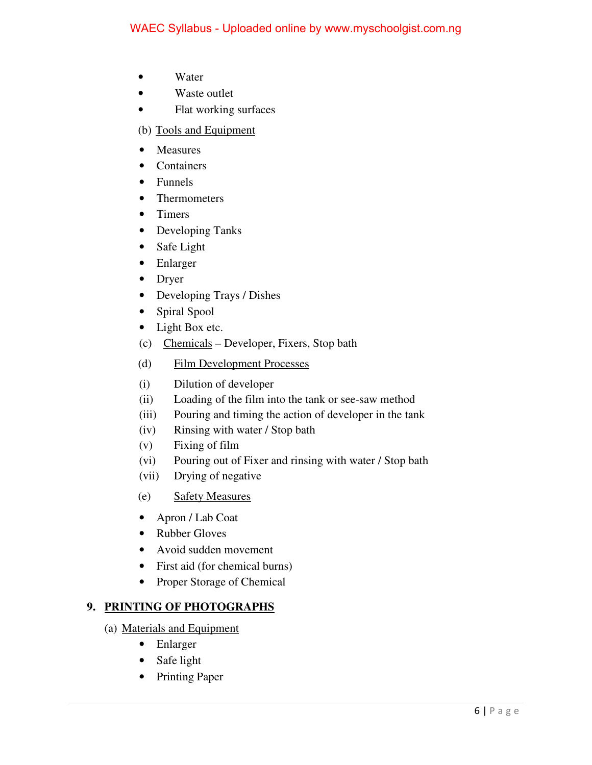- Water
- Waste outlet
- Flat working surfaces

(b) Tools and Equipment

- Measures
- Containers
- Funnels
- Thermometers
- Timers
- Developing Tanks
- Safe Light
- Enlarger
- Dryer
- Developing Trays / Dishes
- Spiral Spool
- Light Box etc.

(c) Chemicals – Developer, Fixers, Stop bath

(d) Film Development Processes

(i) Dilution of developer
(ii) Loading of the film into the tank or see-saw method
(iii) Pouring and timing the action of developer in the tank
(iv) Rinsing with water / Stop bath
(v) Fixing of film
(vi) Pouring out of Fixer and rinsing with water / Stop bath
(vii) Drying of negative

(e) Safety Measures

- Apron / Lab Coat
- Rubber Gloves
- Avoid sudden movement
- First aid (for chemical burns)
- Proper Storage of Chemical

## 9. PRINTING OF PHOTOGRAPHS

(a) Materials and Equipment

- Enlarger
- Safe light
- Printing Paper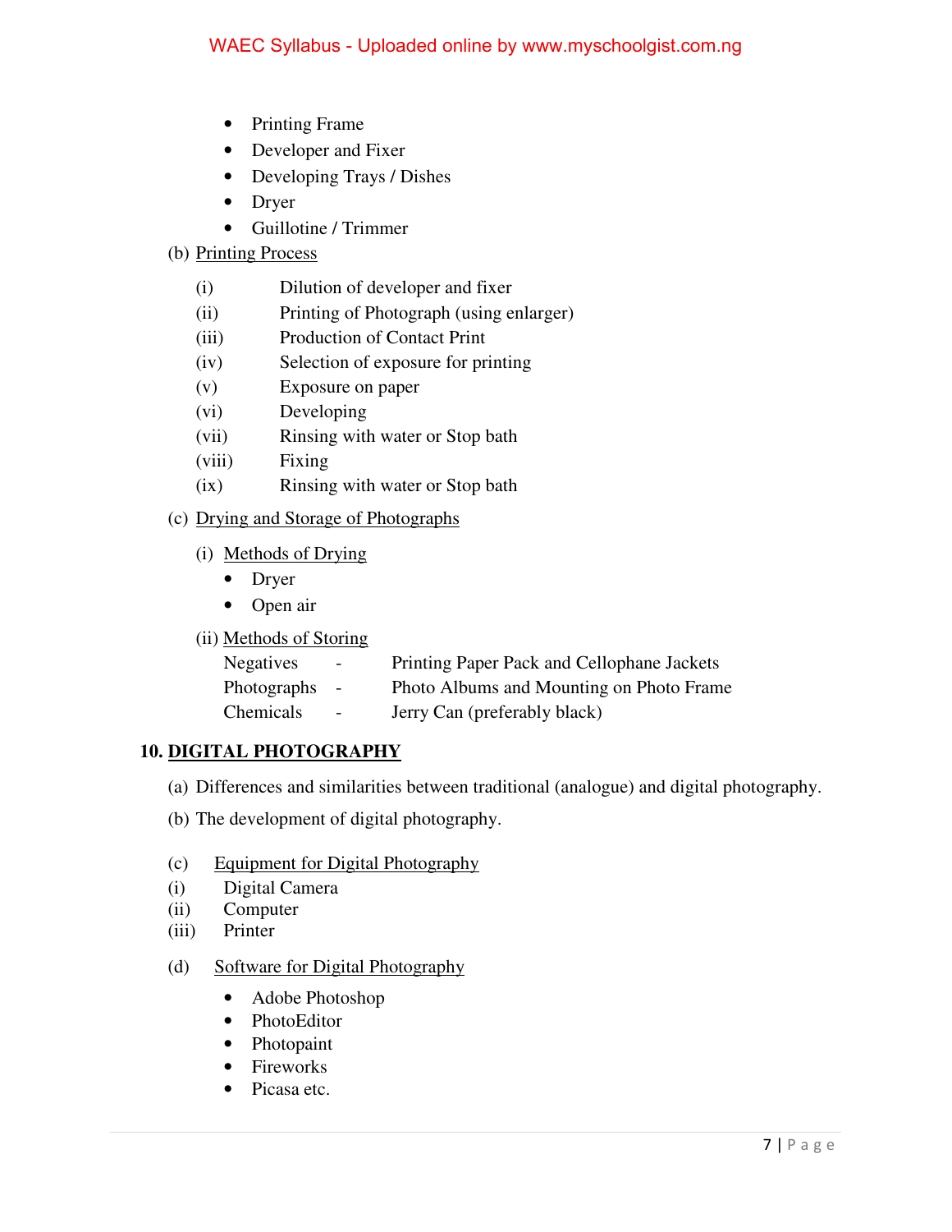- Printing Frame
- Developer and Fixer
- Developing Trays / Dishes
- Dryer
- Guillotine / Trimmer

(b) Printing Process

(i) Dilution of developer and fixer
(ii) Printing of Photograph (using enlarger)
(iii) Production of Contact Print
(iv) Selection of exposure for printing
(v) Exposure on paper
(vi) Developing
(vii) Rinsing with water or Stop bath
(viii) Fixing
(ix) Rinsing with water or Stop bath

(c) Drying and Storage of Photographs

(i) Methods of Drying

- Dryer
- Open air

(ii) Methods of Storing

Negatives - Printing Paper Pack and Cellophane Jackets
Photographs - Photo Albums and Mounting on Photo Frame
Chemicals - Jerry Can (preferably black)

## 10. DIGITAL PHOTOGRAPHY

(a) Differences and similarities between traditional (analogue) and digital photography.

(b) The development of digital photography.

(c) Equipment for Digital Photography
(i) Digital Camera
(ii) Computer
(iii) Printer

(d) Software for Digital Photography

- Adobe Photoshop
- PhotoEditor
- Photopaint
- Fireworks
- Picasa etc.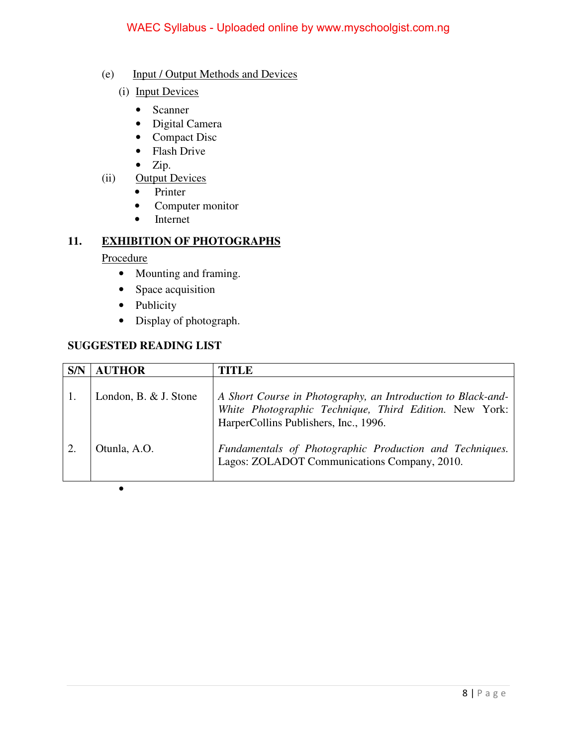(e) Input / Output Methods and Devices

(i) Input Devices

- Scanner
- Digital Camera
- Compact Disc
- Flash Drive
- Zip.

(ii) Output Devices

- Printer
- Computer monitor
- Internet

## 11. EXHIBITION OF PHOTOGRAPHS

Procedure

- Mounting and framing.
- Space acquisition
- Publicity
- Display of photograph.

**SUGGESTED READING LIST**

| S/N | AUTHOR | TITLE |
|---|---|---|
| 1. | London, B. & J. Stone | *A Short Course in Photography, an Introduction to Black-and-White Photographic Technique, Third Edition.* New York: HarperCollins Publishers, Inc., 1996. |
| 2. | Otunla, A.O. | *Fundamentals of Photographic Production and Techniques.* Lagos: ZOLADOT Communications Company, 2010. |